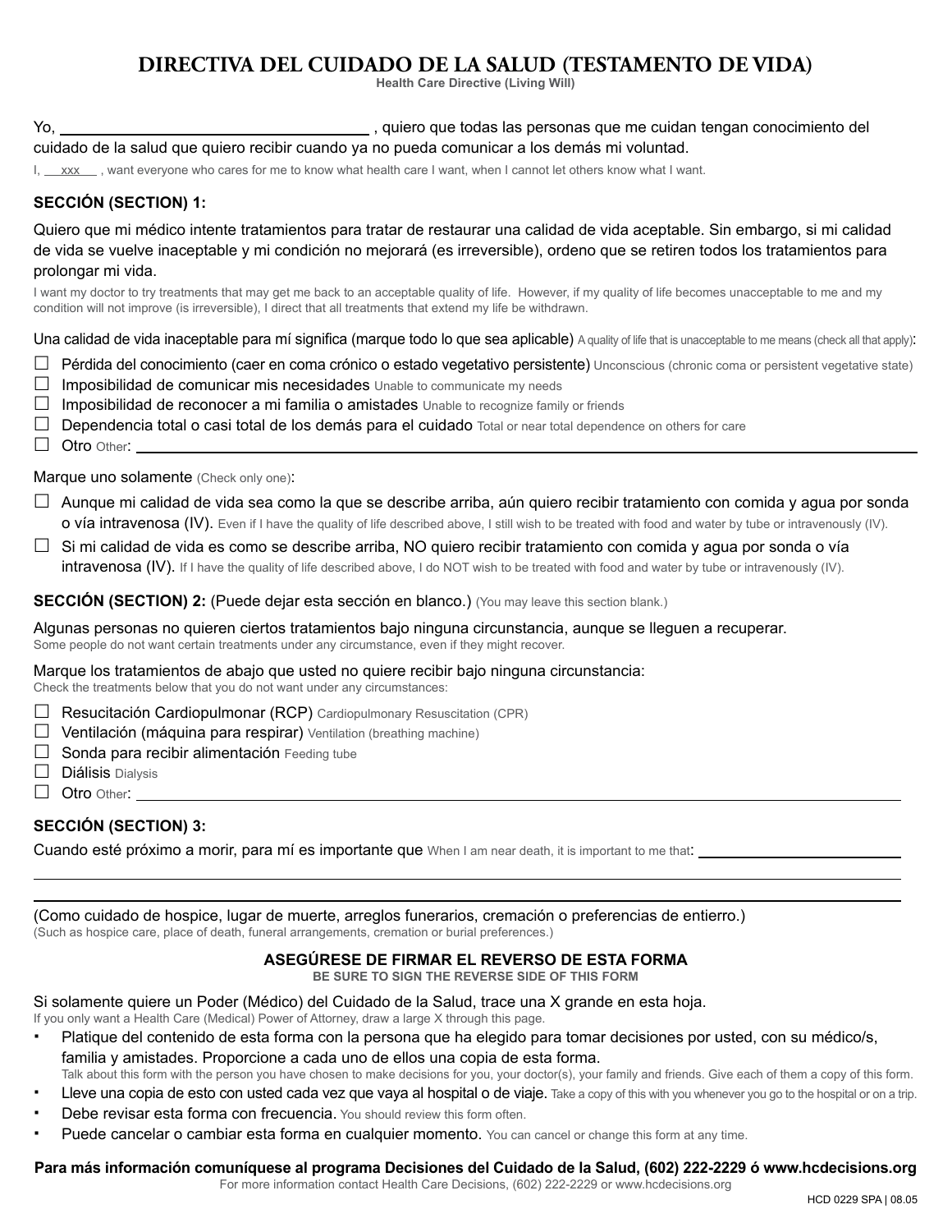# DIRECTIVA DEL CUIDADO DE LA SALUD (TESTAMENTO DE VIDA)

**Health Care Directive (Living Will)**

Yo, \_\_\_\_\_\_\_\_\_\_\_\_\_\_\_\_\_\_\_\_\_\_\_\_\_\_\_\_\_\_\_\_\_\_ , quiero que todas las personas que me cuidan tengan conocimiento del cuidado de la salud que quiero recibir cuando ya no pueda comunicar a los demás mi voluntad.

I, \_\_xxx\_\_ , want everyone who cares for me to know what health care I want, when I cannot let others know what I want.

**SECCIÓN (SECTION) 1:**

Quiero que mi médico intente tratamientos para tratar de restaurar una calidad de vida aceptable. Sin embargo, si mi calidad de vida se vuelve inaceptable y mi condición no mejorará (es irreversible), ordeno que se retiren todos los tratamientos para prolongar mi vida.

I want my doctor to try treatments that may get me back to an acceptable quality of life. However, if my quality of life becomes unacceptable to me and my condition will not improve (is irreversible), I direct that all treatments that extend my life be withdrawn.

Una calidad de vida inaceptable para mí significa (marque todo lo que sea aplicable) A quality of life that is unacceptable to me means (check all that apply):

- ☐ Pérdida del conocimiento (caer en coma crónico o estado vegetativo persistente) Unconscious (chronic coma or persistent vegetative state)
- ☐ Imposibilidad de comunicar mis necesidades Unable to communicate my needs
- ☐ Imposibilidad de reconocer a mi familia o amistades Unable to recognize family or friends
- ☐ Dependencia total o casi total de los demás para el cuidado Total or near total dependence on others for care
- ☐ Otro Other: \_\_\_\_\_\_\_\_\_\_\_\_\_\_\_\_\_\_\_\_\_\_\_\_\_\_\_\_\_\_\_\_\_\_

Marque uno solamente (Check only one):

- ☐ Aunque mi calidad de vida sea como la que se describe arriba, aún quiero recibir tratamiento con comida y agua por sonda o vía intravenosa (IV). Even if I have the quality of life described above, I still wish to be treated with food and water by tube or intravenously (IV).
- ☐ Si mi calidad de vida es como se describe arriba, NO quiero recibir tratamiento con comida y agua por sonda o vía intravenosa (IV). If I have the quality of life described above, I do NOT wish to be treated with food and water by tube or intravenously (IV).

**SECCIÓN (SECTION) 2:** (Puede dejar esta sección en blanco.) (You may leave this section blank.)

Algunas personas no quieren ciertos tratamientos bajo ninguna circunstancia, aunque se lleguen a recuperar.
Some people do not want certain treatments under any circumstance, even if they might recover.

Marque los tratamientos de abajo que usted no quiere recibir bajo ninguna circunstancia:
Check the treatments below that you do not want under any circumstances:

- ☐ Resucitación Cardiopulmonar (RCP) Cardiopulmonary Resuscitation (CPR)
- ☐ Ventilación (máquina para respirar) Ventilation (breathing machine)
- ☐ Sonda para recibir alimentación Feeding tube
- ☐ Diálisis Dialysis
- ☐ Otro Other: \_\_\_\_\_\_\_\_\_\_\_\_\_\_\_\_\_\_\_\_\_\_\_\_\_\_\_\_\_\_\_\_\_\_

**SECCIÓN (SECTION) 3:**

Cuando esté próximo a morir, para mí es importante que When I am near death, it is important to me that: \_\_\_\_\_\_\_\_\_\_\_\_\_\_\_\_\_\_\_\_

\_\_\_\_\_\_\_\_\_\_\_\_\_\_\_\_\_\_\_\_\_\_\_\_\_\_\_\_\_\_\_\_\_\_\_\_\_\_\_\_\_\_\_\_

\_\_\_\_\_\_\_\_\_\_\_\_\_\_\_\_\_\_\_\_\_\_\_\_\_\_\_\_\_\_\_\_\_\_\_\_\_\_\_\_\_\_\_\_

(Como cuidado de hospice, lugar de muerte, arreglos funerarios, cremación o preferencias de entierro.)
(Such as hospice care, place of death, funeral arrangements, cremation or burial preferences.)

**ASEGÚRESE DE FIRMAR EL REVERSO DE ESTA FORMA**

**BE SURE TO SIGN THE REVERSE SIDE OF THIS FORM**

Si solamente quiere un Poder (Médico) del Cuidado de la Salud, trace una X grande en esta hoja.
If you only want a Health Care (Medical) Power of Attorney, draw a large X through this page.

- Platique del contenido de esta forma con la persona que ha elegido para tomar decisiones por usted, con su médico/s, familia y amistades. Proporcione a cada uno de ellos una copia de esta forma.
  Talk about this form with the person you have chosen to make decisions for you, your doctor(s), your family and friends. Give each of them a copy of this form.
- Lleve una copia de esto con usted cada vez que vaya al hospital o de viaje. Take a copy of this with you whenever you go to the hospital or on a trip.
- Debe revisar esta forma con frecuencia. You should review this form often.
- Puede cancelar o cambiar esta forma en cualquier momento. You can cancel or change this form at any time.

**Para más información comuníquese al programa Decisiones del Cuidado de la Salud, (602) 222-2229 ó www.hcdecisions.org**

For more information contact Health Care Decisions, (602) 222-2229 or www.hcdecisions.org

HCD 0229 SPA | 08.05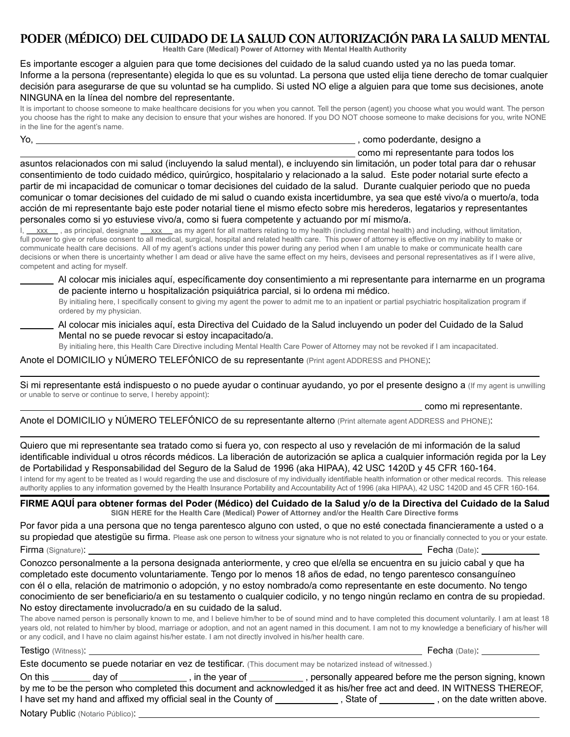# PODER (MÉDICO) DEL CUIDADO DE LA SALUD CON AUTORIZACIÓN PARA LA SALUD MENTAL

**Health Care (Medical) Power of Attorney with Mental Health Authority**

Es importante escoger a alguien para que tome decisiones del cuidado de la salud cuando usted ya no las pueda tomar. Informe a la persona (representante) elegida lo que es su voluntad. La persona que usted elija tiene derecho de tomar cualquier decisión para asegurarse de que su voluntad se ha cumplido. Si usted NO elige a alguien para que tome sus decisiones, anote NINGUNA en la línea del nombre del representante.

It is important to choose someone to make healthcare decisions for you when you cannot. Tell the person (agent) you choose what you would want. The person you choose has the right to make any decision to ensure that your wishes are honored. If you DO NOT choose someone to make decisions for you, write NONE in the line for the agent's name.

Yo, ______________________________________________ , como poderdante, designo a ______________________________________________ como mi representante para todos los asuntos relacionados con mi salud (incluyendo la salud mental), e incluyendo sin limitación, un poder total para dar o rehusar consentimiento de todo cuidado médico, quirúrgico, hospitalario y relacionado a la salud. Este poder notarial surte efecto a partir de mi incapacidad de comunicar o tomar decisiones del cuidado de la salud. Durante cualquier periodo que no pueda comunicar o tomar decisiones del cuidado de mi salud o cuando exista incertidumbre, ya sea que esté vivo/a o muerto/a, toda acción de mi representante bajo este poder notarial tiene el mismo efecto sobre mis herederos, legatarios y representantes personales como si yo estuviese vivo/a, como si fuera competente y actuando por mí mismo/a.

I, xxx , as principal, designate xxx as my agent for all matters relating to my health (including mental health) and including, without limitation, full power to give or refuse consent to all medical, surgical, hospital and related health care. This power of attorney is effective on my inability to make or communicate health care decisions. All of my agent's actions under this power during any period when I am unable to make or communicate health care decisions or when there is uncertainty whether I am dead or alive have the same effect on my heirs, devisees and personal representatives as if I were alive, competent and acting for myself.

_______ Al colocar mis iniciales aquí, específicamente doy consentimiento a mi representante para internarme en un programa de paciente interno u hospitalización psiquiátrica parcial, si lo ordena mi médico.
By initialing here, I specifically consent to giving my agent the power to admit me to an inpatient or partial psychiatric hospitalization program if ordered by my physician.

_______ Al colocar mis iniciales aquí, esta Directiva del Cuidado de la Salud incluyendo un poder del Cuidado de la Salud Mental no se puede revocar si estoy incapacitado/a.
By initialing here, this Health Care Directive including Mental Health Care Power of Attorney may not be revoked if I am incapacitated.

Anote el DOMICILIO y NÚMERO TELEFÓNICO de su representante (Print agent ADDRESS and PHONE):

______________________________________________

Si mi representante está indispuesto o no puede ayudar o continuar ayudando, yo por el presente designo a (If my agent is unwilling or unable to serve or continue to serve, I hereby appoint):

______________________________________________ como mi representante.

Anote el DOMICILIO y NÚMERO TELEFÓNICO de su representante alterno (Print alternate agent ADDRESS and PHONE):

______________________________________________

Quiero que mi representante sea tratado como si fuera yo, con respecto al uso y revelación de mi información de la salud identificable individual u otros récords médicos. La liberación de autorización se aplica a cualquier información regida por la Ley de Portabilidad y Responsabilidad del Seguro de la Salud de 1996 (aka HIPAA), 42 USC 1420D y 45 CFR 160-164.

I intend for my agent to be treated as I would regarding the use and disclosure of my individually identifiable health information or other medical records. This release authority applies to any information governed by the Health Insurance Portability and Accountability Act of 1996 (aka HIPAA), 42 USC 1420D and 45 CFR 160-164.

## FIRME AQUÍ para obtener formas del Poder (Médico) del Cuidado de la Salud y/o de la Directiva del Cuidado de la Salud

**SIGN HERE for the Health Care (Medical) Power of Attorney and/or the Health Care Directive forms**

Por favor pida a una persona que no tenga parentesco alguno con usted, o que no esté conectada financieramente a usted o a su propiedad que atestigüe su firma. Please ask one person to witness your signature who is not related to you or financially connected to you or your estate.

Firma (Signature): ______________________________________________ Fecha (Date): ____________

Conozco personalmente a la persona designada anteriormente, y creo que el/ella se encuentra en su juicio cabal y que ha completado este documento voluntariamente. Tengo por lo menos 18 años de edad, no tengo parentesco consanguíneo con él o ella, relación de matrimonio o adopción, y no estoy nombrado/a como representante en este documento. No tengo conocimiento de ser beneficiario/a en su testamento o cualquier codicilo, y no tengo ningún reclamo en contra de su propiedad. No estoy directamente involucrado/a en su cuidado de la salud.

The above named person is personally known to me, and I believe him/her to be of sound mind and to have completed this document voluntarily. I am at least 18 years old, not related to him/her by blood, marriage or adoption, and not an agent named in this document. I am not to my knowledge a beneficiary of his/her will or any codicil, and I have no claim against his/her estate. I am not directly involved in his/her health care.

Testigo (Witness): ______________________________________________ Fecha (Date): ____________

Este documento se puede notariar en vez de testificar. (This document may be notarized instead of witnessed.)

On this ________ day of ____________ , in the year of __________ , personally appeared before me the person signing, known by me to be the person who completed this document and acknowledged it as his/her free act and deed. IN WITNESS THEREOF, I have set my hand and affixed my official seal in the County of ____________ , State of __________ , on the date written above.

Notary Public (Notario Público): ______________________________________________